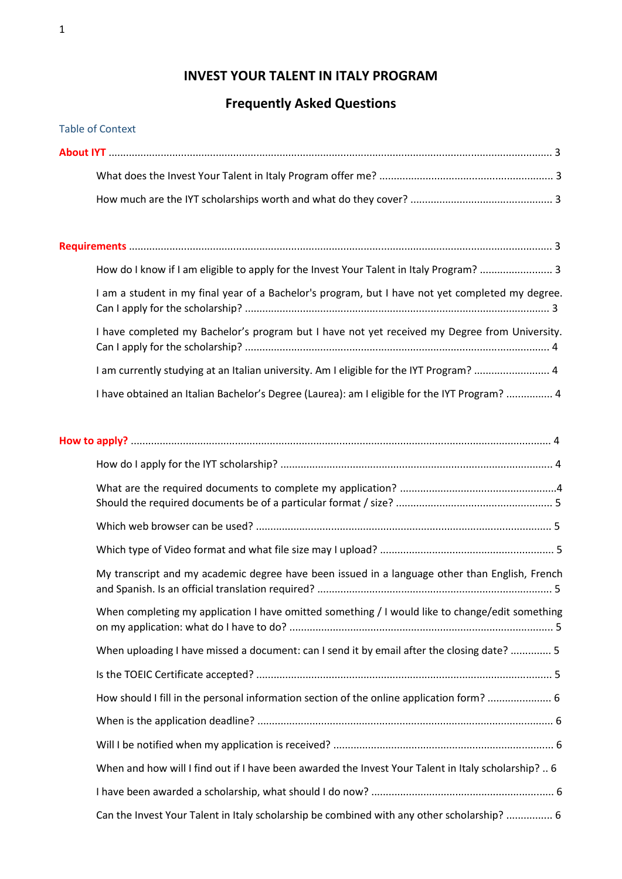# INVEST YOUR TALENT IN ITALY PROGRAM

## Frequently Asked Questions

Table of Context

**About IYT** ........................................................................................................ 3

- What does the Invest Your Talent in Italy Program offer me? ........................................ 3
- How much are the IYT scholarships worth and what do they cover? .................................. 3

**Requirements** ........................................................................................................ 3

- How do I know if I am eligible to apply for the Invest Your Talent in Italy Program? ......................... 3
- I am a student in my final year of a Bachelor's program, but I have not yet completed my degree. Can I apply for the scholarship? ........................................................................ 3
- I have completed my Bachelor's program but I have not yet received my Degree from University. Can I apply for the scholarship? ........................................................................ 4
- I am currently studying at an Italian university. Am I eligible for the IYT Program? .......................... 4
- I have obtained an Italian Bachelor's Degree (Laurea): am I eligible for the IYT Program? ................ 4

**How to apply?** ........................................................................................................ 4

- How do I apply for the IYT scholarship? ........................................................................ 4
- What are the required documents to complete my application? ........................................ 4
- Should the required documents be of a particular format / size? ........................................ 5
- Which web browser can be used? ........................................................................ 5
- Which type of Video format and what file size may I upload? ........................................ 5
- My transcript and my academic degree have been issued in a language other than English, French and Spanish. Is an official translation required? ........................................................................ 5
- When completing my application I have omitted something / I would like to change/edit something on my application: what do I have to do? ........................................................................ 5
- When uploading I have missed a document: can I send it by email after the closing date? .............. 5
- Is the TOEIC Certificate accepted? ........................................................................ 5
- How should I fill in the personal information section of the online application form? ...................... 6
- When is the application deadline? ........................................................................ 6
- Will I be notified when my application is received? ........................................................................ 6
- When and how will I find out if I have been awarded the Invest Your Talent in Italy scholarship? .. 6
- I have been awarded a scholarship, what should I do now? ........................................................ 6
- Can the Invest Your Talent in Italy scholarship be combined with any other scholarship? ................ 6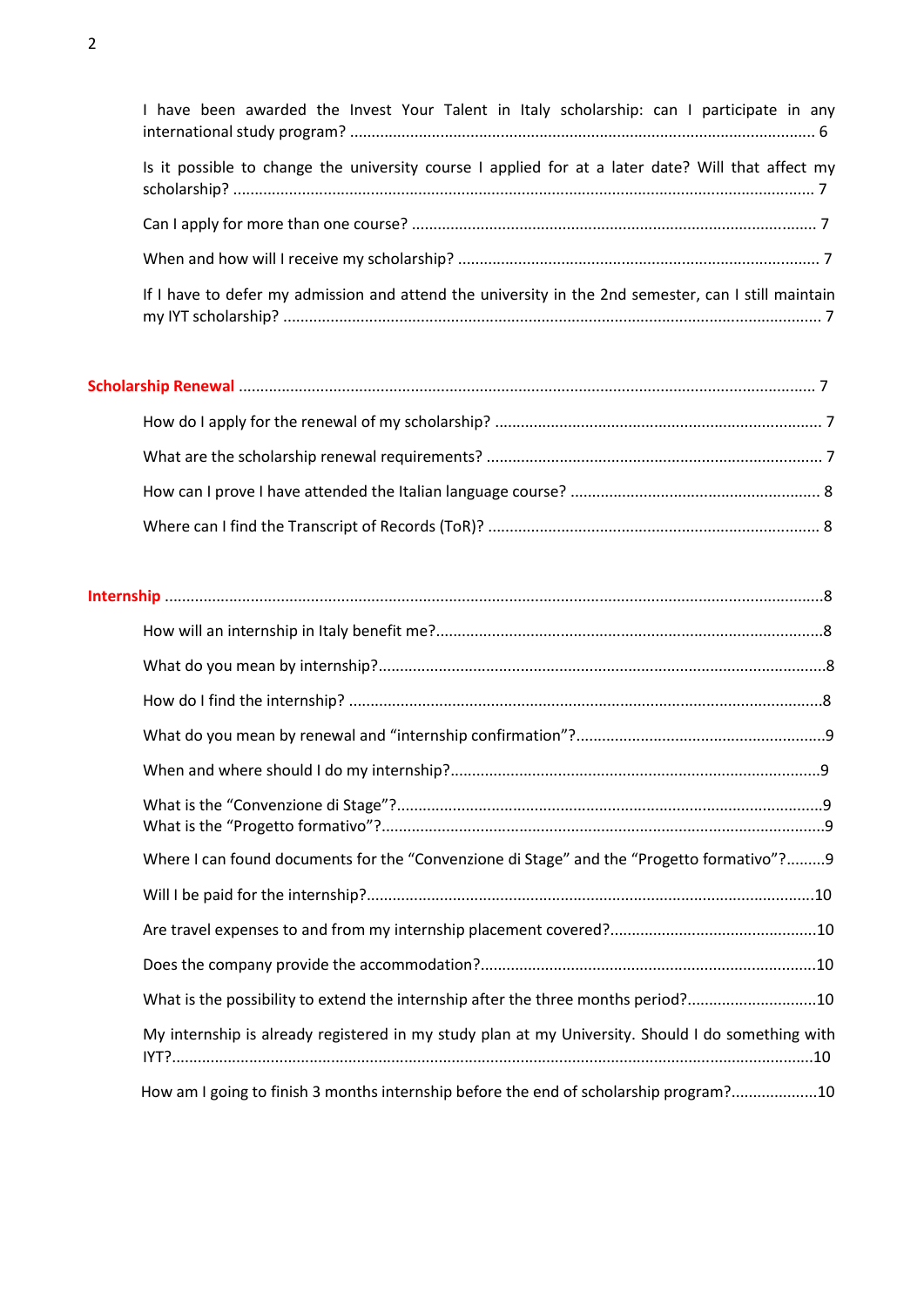I have been awarded the Invest Your Talent in Italy scholarship: can I participate in any international study program? ........................................................................................................... 6

Is it possible to change the university course I applied for at a later date? Will that affect my scholarship? ........................................................................................................................................ 7

Can I apply for more than one course? ............................................................................................ 7

When and how will I receive my scholarship? ................................................................................... 7

If I have to defer my admission and attend the university in the 2nd semester, can I still maintain my IYT scholarship? ........................................................................................................................... 7

**Scholarship Renewal** ......................................................................................................................... 7

How do I apply for the renewal of my scholarship? ........................................................................... 7

What are the scholarship renewal requirements? ............................................................................. 7

How can I prove I have attended the Italian language course? ......................................................... 8

Where can I find the Transcript of Records (ToR)? ............................................................................ 8

**Internship** ............................................................................................................................................8

How will an internship in Italy benefit me?........................................................................................8

What do you mean by internship?......................................................................................................8

How do I find the internship? .............................................................................................................8

What do you mean by renewal and “internship confirmation”?.........................................................9

When and where should I do my internship?.....................................................................................9

What is the “Convenzione di Stage”?..................................................................................................9
What is the “Progetto formativo”?......................................................................................................9

Where I can found documents for the “Convenzione di Stage” and the “Progetto formativo”?.........9

Will I be paid for the internship?.......................................................................................................10

Are travel expenses to and from my internship placement covered?...............................................10

Does the company provide the accommodation?.............................................................................10

What is the possibility to extend the internship after the three months period?.............................10

My internship is already registered in my study plan at my University. Should I do something with IYT?...................................................................................................................................................10

How am I going to finish 3 months internship before the end of scholarship program?...................10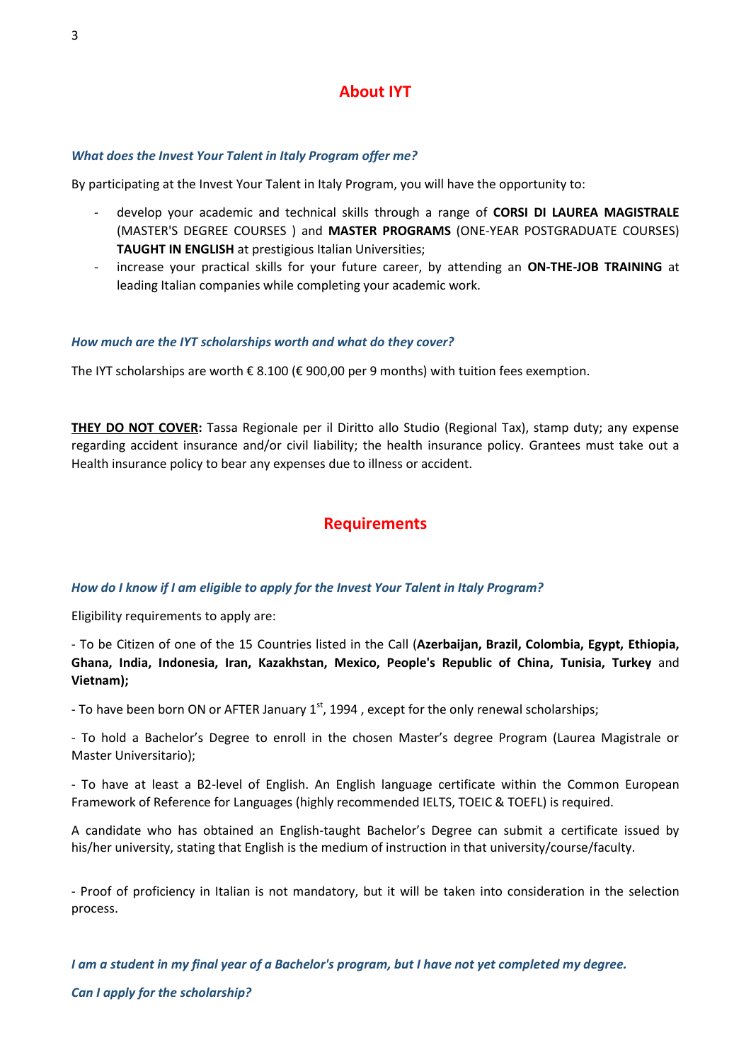## About IYT

***What does the Invest Your Talent in Italy Program offer me?***

By participating at the Invest Your Talent in Italy Program, you will have the opportunity to:

- develop your academic and technical skills through a range of **CORSI DI LAUREA MAGISTRALE** (MASTER'S DEGREE COURSES ) and **MASTER PROGRAMS** (ONE-YEAR POSTGRADUATE COURSES) **TAUGHT IN ENGLISH** at prestigious Italian Universities;
- increase your practical skills for your future career, by attending an **ON-THE-JOB TRAINING** at leading Italian companies while completing your academic work.

***How much are the IYT scholarships worth and what do they cover?***

The IYT scholarships are worth € 8.100 (€ 900,00 per 9 months) with tuition fees exemption.

**THEY DO NOT COVER:** Tassa Regionale per il Diritto allo Studio (Regional Tax), stamp duty; any expense regarding accident insurance and/or civil liability; the health insurance policy. Grantees must take out a Health insurance policy to bear any expenses due to illness or accident.

## Requirements

***How do I know if I am eligible to apply for the Invest Your Talent in Italy Program?***

Eligibility requirements to apply are:

- To be Citizen of one of the 15 Countries listed in the Call (**Azerbaijan, Brazil, Colombia, Egypt, Ethiopia, Ghana, India, Indonesia, Iran, Kazakhstan, Mexico, People's Republic of China, Tunisia, Turkey** and **Vietnam);**

- To have been born ON or AFTER January 1st, 1994 , except for the only renewal scholarships;

- To hold a Bachelor's Degree to enroll in the chosen Master's degree Program (Laurea Magistrale or Master Universitario);

- To have at least a B2-level of English. An English language certificate within the Common European Framework of Reference for Languages (highly recommended IELTS, TOEIC & TOEFL) is required.

A candidate who has obtained an English-taught Bachelor's Degree can submit a certificate issued by his/her university, stating that English is the medium of instruction in that university/course/faculty.

- Proof of proficiency in Italian is not mandatory, but it will be taken into consideration in the selection process.

***I am a student in my final year of a Bachelor's program, but I have not yet completed my degree.***

***Can I apply for the scholarship?***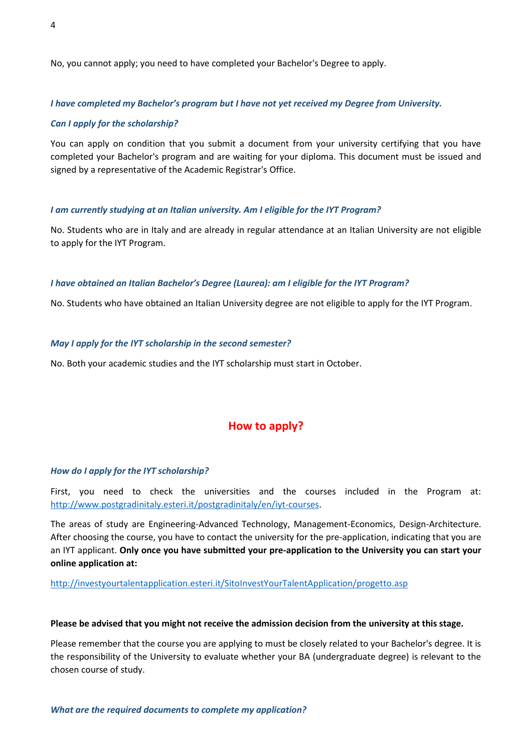No, you cannot apply; you need to have completed your Bachelor's Degree to apply.

***I have completed my Bachelor's program but I have not yet received my Degree from University.***

***Can I apply for the scholarship?***

You can apply on condition that you submit a document from your university certifying that you have completed your Bachelor's program and are waiting for your diploma. This document must be issued and signed by a representative of the Academic Registrar's Office.

***I am currently studying at an Italian university. Am I eligible for the IYT Program?***

No. Students who are in Italy and are already in regular attendance at an Italian University are not eligible to apply for the IYT Program.

***I have obtained an Italian Bachelor's Degree (Laurea): am I eligible for the IYT Program?***

No. Students who have obtained an Italian University degree are not eligible to apply for the IYT Program.

***May I apply for the IYT scholarship in the second semester?***

No. Both your academic studies and the IYT scholarship must start in October.

## How to apply?

***How do I apply for the IYT scholarship?***

First, you need to check the universities and the courses included in the Program at: http://www.postgradinitaly.esteri.it/postgradinitaly/en/iyt-courses.

The areas of study are Engineering-Advanced Technology, Management-Economics, Design-Architecture. After choosing the course, you have to contact the university for the pre-application, indicating that you are an IYT applicant. **Only once you have submitted your pre-application to the University you can start your online application at:**

http://investyourtalentapplication.esteri.it/SitoInvestYourTalentApplication/progetto.asp

**Please be advised that you might not receive the admission decision from the university at this stage.**

Please remember that the course you are applying to must be closely related to your Bachelor's degree. It is the responsibility of the University to evaluate whether your BA (undergraduate degree) is relevant to the chosen course of study.

***What are the required documents to complete my application?***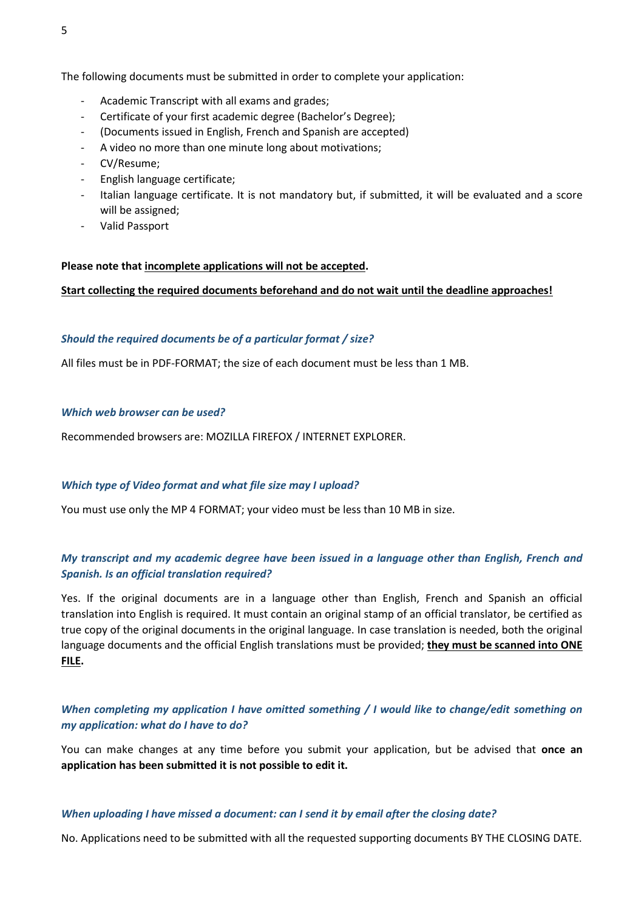The following documents must be submitted in order to complete your application:

- Academic Transcript with all exams and grades;
- Certificate of your first academic degree (Bachelor's Degree);
- (Documents issued in English, French and Spanish are accepted)
- A video no more than one minute long about motivations;
- CV/Resume;
- English language certificate;
- Italian language certificate. It is not mandatory but, if submitted, it will be evaluated and a score will be assigned;
- Valid Passport

**Please note that <u>incomplete applications will not be accepted</u>.**

**<u>Start collecting the required documents beforehand and do not wait until the deadline approaches!</u>**

### *Should the required documents be of a particular format / size?*

All files must be in PDF-FORMAT; the size of each document must be less than 1 MB.

### *Which web browser can be used?*

Recommended browsers are: MOZILLA FIREFOX / INTERNET EXPLORER.

### *Which type of Video format and what file size may I upload?*

You must use only the MP 4 FORMAT; your video must be less than 10 MB in size.

### *My transcript and my academic degree have been issued in a language other than English, French and Spanish. Is an official translation required?*

Yes. If the original documents are in a language other than English, French and Spanish an official translation into English is required. It must contain an original stamp of an official translator, be certified as true copy of the original documents in the original language. In case translation is needed, both the original language documents and the official English translations must be provided; **<u>they must be scanned into ONE FILE</u>.**

### *When completing my application I have omitted something / I would like to change/edit something on my application: what do I have to do?*

You can make changes at any time before you submit your application, but be advised that **once an application has been submitted it is not possible to edit it.**

### *When uploading I have missed a document: can I send it by email after the closing date?*

No. Applications need to be submitted with all the requested supporting documents BY THE CLOSING DATE.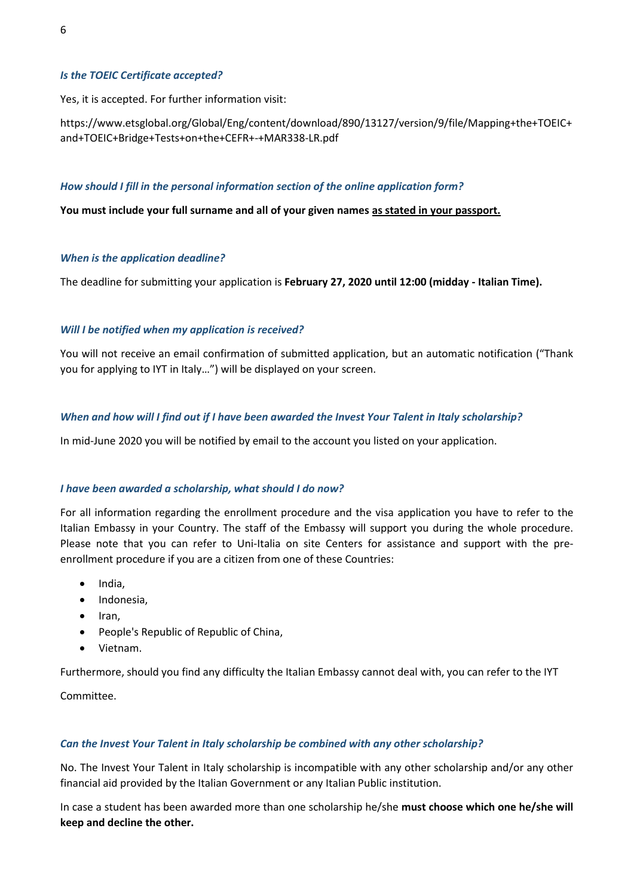### *Is the TOEIC Certificate accepted?*

Yes, it is accepted. For further information visit:

https://www.etsglobal.org/Global/Eng/content/download/890/13127/version/9/file/Mapping+the+TOEIC+and+TOEIC+Bridge+Tests+on+the+CEFR+-+MAR338-LR.pdf

### *How should I fill in the personal information section of the online application form?*

**You must include your full surname and all of your given names <u>as stated in your passport.</u>**

### *When is the application deadline?*

The deadline for submitting your application is **February 27, 2020 until 12:00 (midday - Italian Time).**

### *Will I be notified when my application is received?*

You will not receive an email confirmation of submitted application, but an automatic notification ("Thank you for applying to IYT in Italy…") will be displayed on your screen.

### *When and how will I find out if I have been awarded the Invest Your Talent in Italy scholarship?*

In mid-June 2020 you will be notified by email to the account you listed on your application.

### *I have been awarded a scholarship, what should I do now?*

For all information regarding the enrollment procedure and the visa application you have to refer to the Italian Embassy in your Country. The staff of the Embassy will support you during the whole procedure. Please note that you can refer to Uni-Italia on site Centers for assistance and support with the pre-enrollment procedure if you are a citizen from one of these Countries:

- India,
- Indonesia,
- Iran,
- People's Republic of Republic of China,
- Vietnam.

Furthermore, should you find any difficulty the Italian Embassy cannot deal with, you can refer to the IYT Committee.

### *Can the Invest Your Talent in Italy scholarship be combined with any other scholarship?*

No. The Invest Your Talent in Italy scholarship is incompatible with any other scholarship and/or any other financial aid provided by the Italian Government or any Italian Public institution.

In case a student has been awarded more than one scholarship he/she **must choose which one he/she will keep and decline the other.**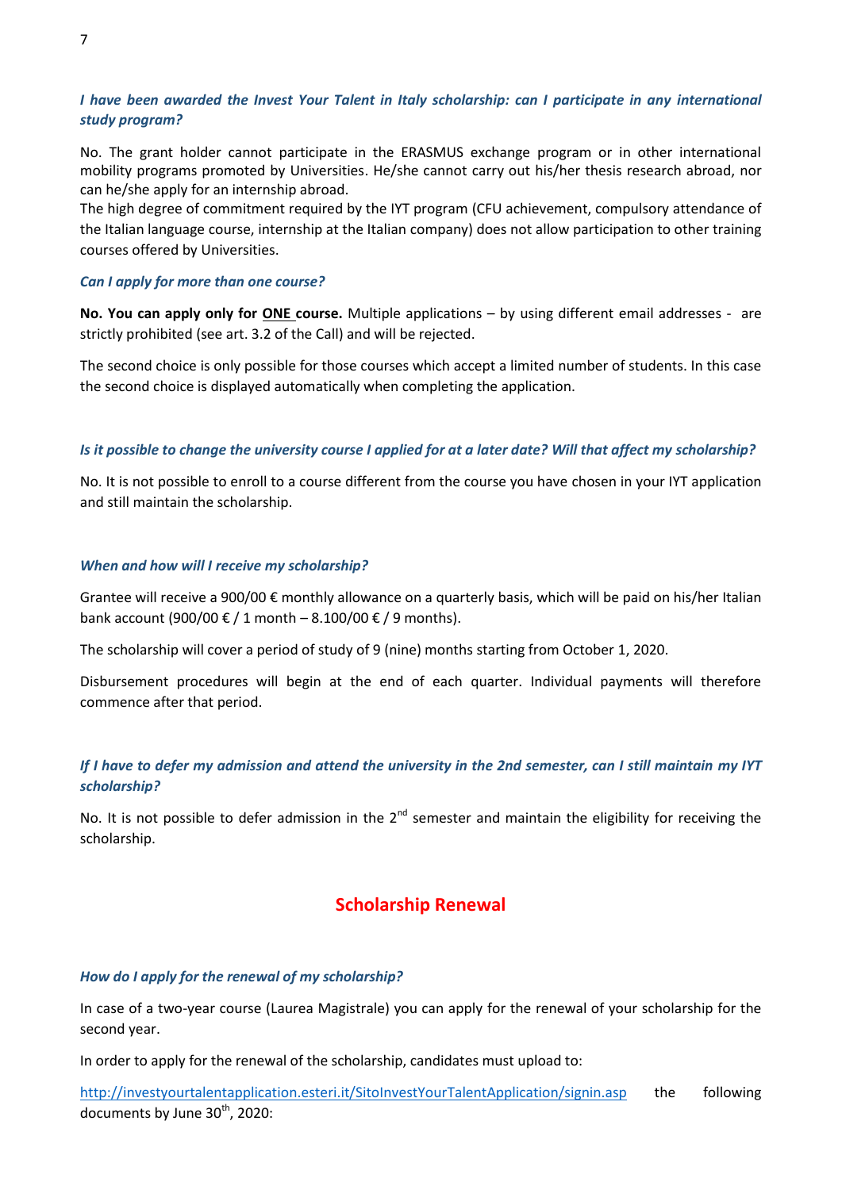***I have been awarded the Invest Your Talent in Italy scholarship: can I participate in any international study program?***

No. The grant holder cannot participate in the ERASMUS exchange program or in other international mobility programs promoted by Universities. He/she cannot carry out his/her thesis research abroad, nor can he/she apply for an internship abroad.
The high degree of commitment required by the IYT program (CFU achievement, compulsory attendance of the Italian language course, internship at the Italian company) does not allow participation to other training courses offered by Universities.

***Can I apply for more than one course?***

**No. You can apply only for <u>ONE</u> course.** Multiple applications – by using different email addresses - are strictly prohibited (see art. 3.2 of the Call) and will be rejected.

The second choice is only possible for those courses which accept a limited number of students. In this case the second choice is displayed automatically when completing the application.

***Is it possible to change the university course I applied for at a later date? Will that affect my scholarship?***

No. It is not possible to enroll to a course different from the course you have chosen in your IYT application and still maintain the scholarship.

***When and how will I receive my scholarship?***

Grantee will receive a 900/00 € monthly allowance on a quarterly basis, which will be paid on his/her Italian bank account (900/00 € / 1 month – 8.100/00 € / 9 months).

The scholarship will cover a period of study of 9 (nine) months starting from October 1, 2020.

Disbursement procedures will begin at the end of each quarter. Individual payments will therefore commence after that period.

***If I have to defer my admission and attend the university in the 2nd semester, can I still maintain my IYT scholarship?***

No. It is not possible to defer admission in the 2nd semester and maintain the eligibility for receiving the scholarship.

## Scholarship Renewal

***How do I apply for the renewal of my scholarship?***

In case of a two-year course (Laurea Magistrale) you can apply for the renewal of your scholarship for the second year.

In order to apply for the renewal of the scholarship, candidates must upload to:

http://investyourtalentapplication.esteri.it/SitoInvestYourTalentApplication/signin.asp the following documents by June 30th, 2020: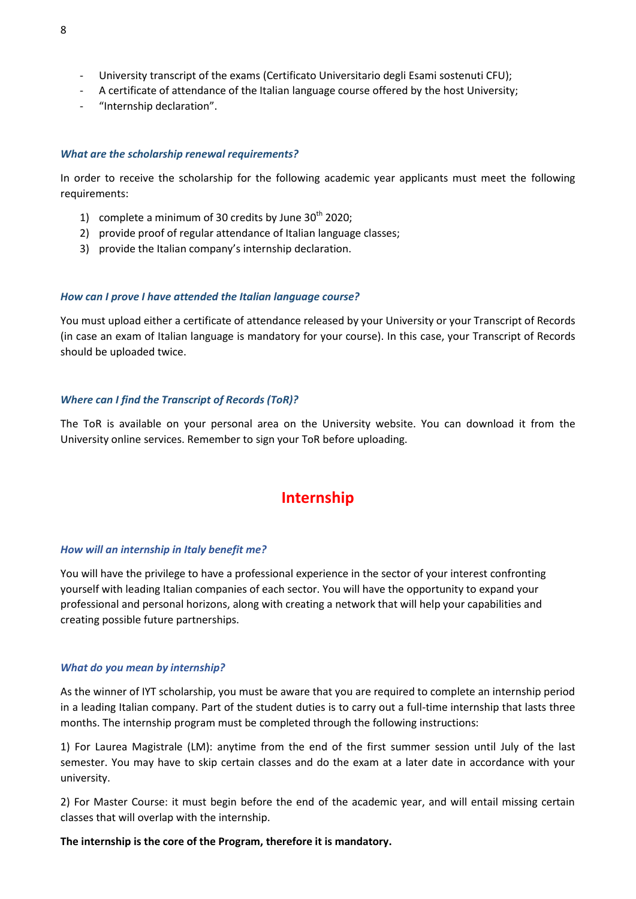- University transcript of the exams (Certificato Universitario degli Esami sostenuti CFU);
- A certificate of attendance of the Italian language course offered by the host University;
- "Internship declaration".

***What are the scholarship renewal requirements?***

In order to receive the scholarship for the following academic year applicants must meet the following requirements:

1) complete a minimum of 30 credits by June 30th 2020;
2) provide proof of regular attendance of Italian language classes;
3) provide the Italian company's internship declaration.

***How can I prove I have attended the Italian language course?***

You must upload either a certificate of attendance released by your University or your Transcript of Records (in case an exam of Italian language is mandatory for your course). In this case, your Transcript of Records should be uploaded twice.

***Where can I find the Transcript of Records (ToR)?***

The ToR is available on your personal area on the University website. You can download it from the University online services. Remember to sign your ToR before uploading.

## Internship

***How will an internship in Italy benefit me?***

You will have the privilege to have a professional experience in the sector of your interest confronting yourself with leading Italian companies of each sector. You will have the opportunity to expand your professional and personal horizons, along with creating a network that will help your capabilities and creating possible future partnerships.

***What do you mean by internship?***

As the winner of IYT scholarship, you must be aware that you are required to complete an internship period in a leading Italian company. Part of the student duties is to carry out a full-time internship that lasts three months. The internship program must be completed through the following instructions:

1) For Laurea Magistrale (LM): anytime from the end of the first summer session until July of the last semester. You may have to skip certain classes and do the exam at a later date in accordance with your university.

2) For Master Course: it must begin before the end of the academic year, and will entail missing certain classes that will overlap with the internship.

**The internship is the core of the Program, therefore it is mandatory.**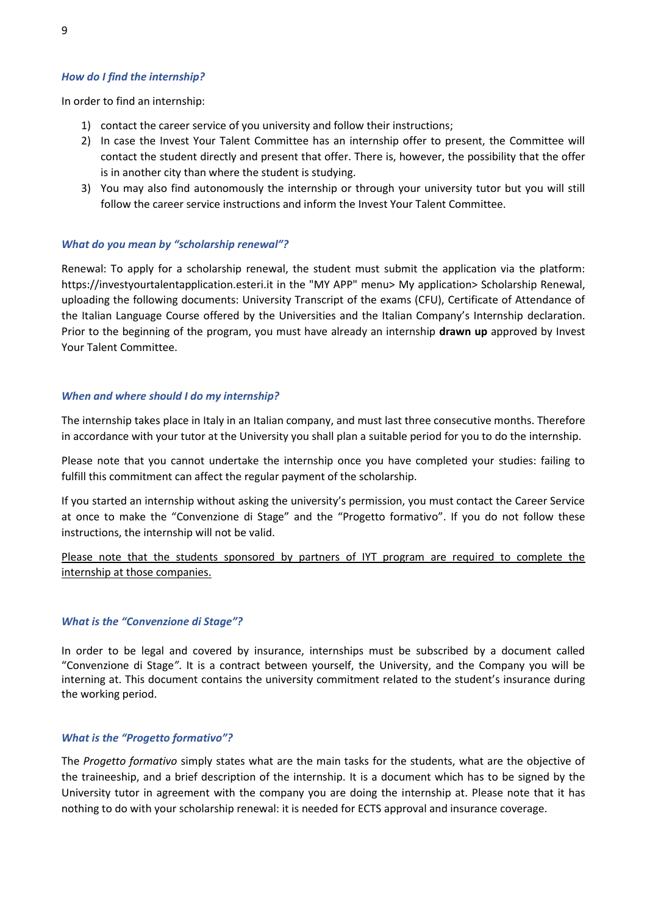### *How do I find the internship?*

In order to find an internship:

1) contact the career service of you university and follow their instructions;
2) In case the Invest Your Talent Committee has an internship offer to present, the Committee will contact the student directly and present that offer. There is, however, the possibility that the offer is in another city than where the student is studying.
3) You may also find autonomously the internship or through your university tutor but you will still follow the career service instructions and inform the Invest Your Talent Committee.

### *What do you mean by "scholarship renewal"?*

Renewal: To apply for a scholarship renewal, the student must submit the application via the platform: https://investyourtalentapplication.esteri.it in the "MY APP" menu> My application> Scholarship Renewal, uploading the following documents: University Transcript of the exams (CFU), Certificate of Attendance of the Italian Language Course offered by the Universities and the Italian Company's Internship declaration. Prior to the beginning of the program, you must have already an internship **drawn up** approved by Invest Your Talent Committee.

### *When and where should I do my internship?*

The internship takes place in Italy in an Italian company, and must last three consecutive months. Therefore in accordance with your tutor at the University you shall plan a suitable period for you to do the internship.

Please note that you cannot undertake the internship once you have completed your studies: failing to fulfill this commitment can affect the regular payment of the scholarship.

If you started an internship without asking the university's permission, you must contact the Career Service at once to make the "Convenzione di Stage" and the "Progetto formativo". If you do not follow these instructions, the internship will not be valid.

<u>Please note that the students sponsored by partners of IYT program are required to complete the internship at those companies.</u>

### *What is the "Convenzione di Stage"?*

In order to be legal and covered by insurance, internships must be subscribed by a document called "Convenzione di Stage". It is a contract between yourself, the University, and the Company you will be interning at. This document contains the university commitment related to the student's insurance during the working period.

### *What is the "Progetto formativo"?*

The *Progetto formativo* simply states what are the main tasks for the students, what are the objective of the traineeship, and a brief description of the internship. It is a document which has to be signed by the University tutor in agreement with the company you are doing the internship at. Please note that it has nothing to do with your scholarship renewal: it is needed for ECTS approval and insurance coverage.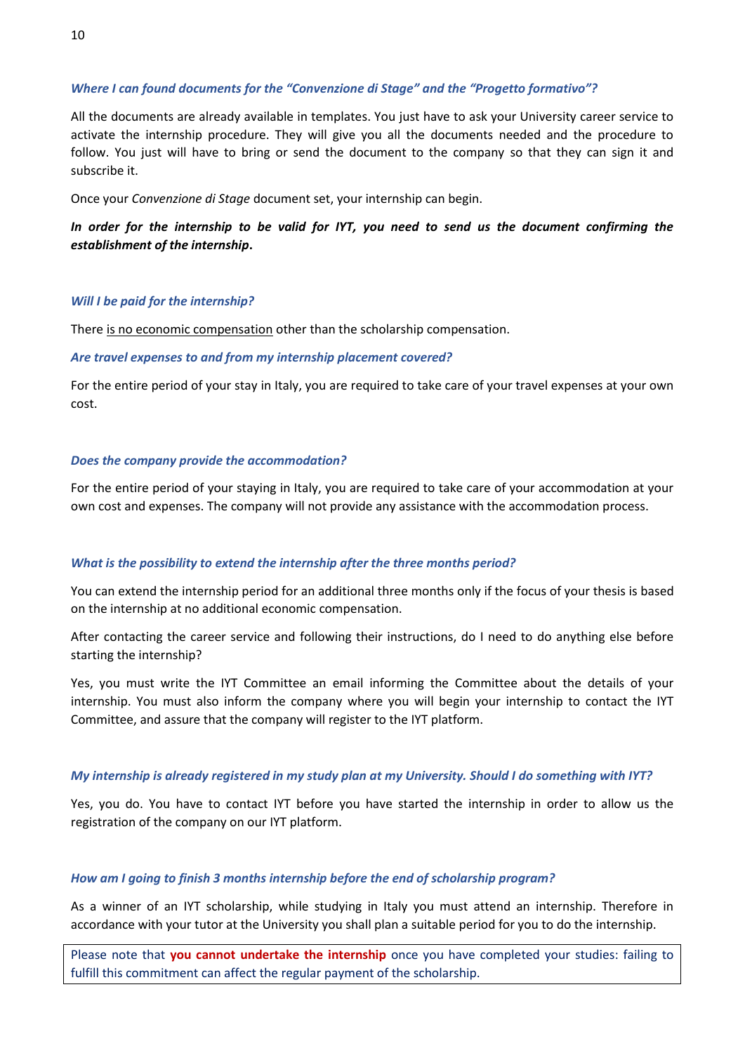***Where I can found documents for the "Convenzione di Stage" and the "Progetto formativo"?***

All the documents are already available in templates. You just have to ask your University career service to activate the internship procedure. They will give you all the documents needed and the procedure to follow. You just will have to bring or send the document to the company so that they can sign it and subscribe it.

Once your *Convenzione di Stage* document set, your internship can begin.

***In order for the internship to be valid for IYT, you need to send us the document confirming the establishment of the internship*****.**

***Will I be paid for the internship?***

There is no economic compensation other than the scholarship compensation.

***Are travel expenses to and from my internship placement covered?***

For the entire period of your stay in Italy, you are required to take care of your travel expenses at your own cost.

***Does the company provide the accommodation?***

For the entire period of your staying in Italy, you are required to take care of your accommodation at your own cost and expenses. The company will not provide any assistance with the accommodation process.

***What is the possibility to extend the internship after the three months period?***

You can extend the internship period for an additional three months only if the focus of your thesis is based on the internship at no additional economic compensation.

After contacting the career service and following their instructions, do I need to do anything else before starting the internship?

Yes, you must write the IYT Committee an email informing the Committee about the details of your internship. You must also inform the company where you will begin your internship to contact the IYT Committee, and assure that the company will register to the IYT platform.

***My internship is already registered in my study plan at my University. Should I do something with IYT?***

Yes, you do. You have to contact IYT before you have started the internship in order to allow us the registration of the company on our IYT platform.

***How am I going to finish 3 months internship before the end of scholarship program?***

As a winner of an IYT scholarship, while studying in Italy you must attend an internship. Therefore in accordance with your tutor at the University you shall plan a suitable period for you to do the internship.

Please note that **you cannot undertake the internship** once you have completed your studies: failing to fulfill this commitment can affect the regular payment of the scholarship.